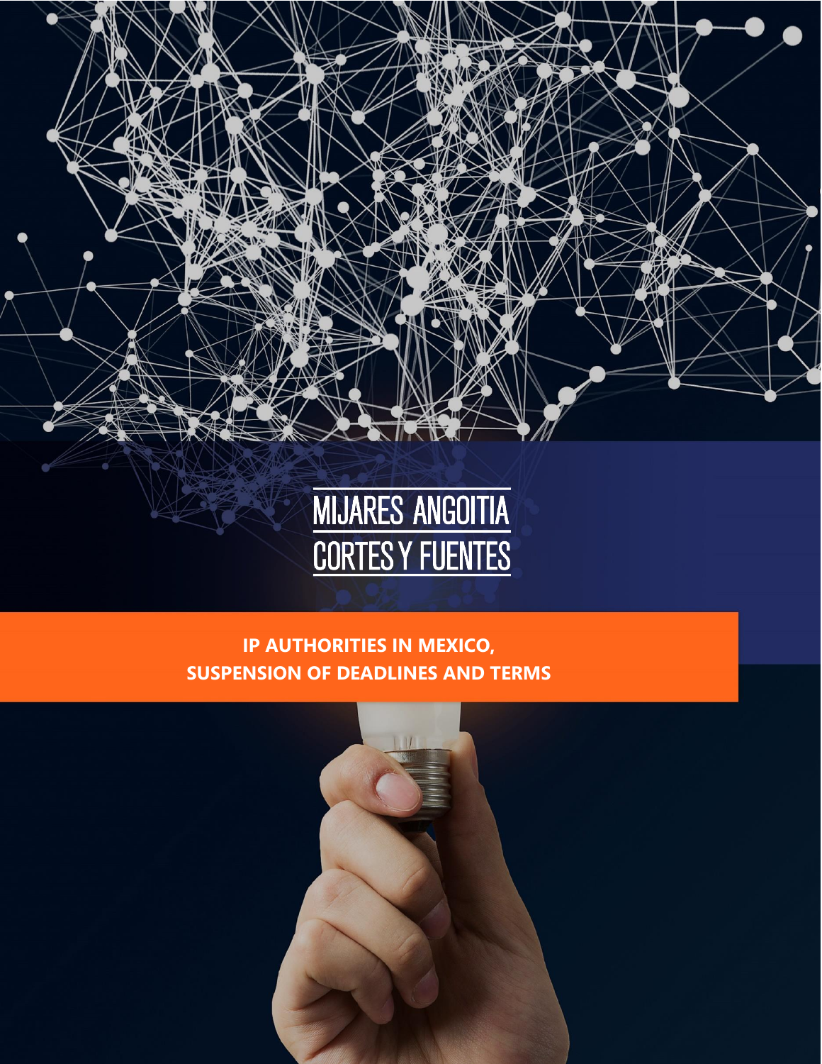MIJARES ANGOITIA
CORTES Y FUENTES

# IP AUTHORITIES IN MEXICO, SUSPENSION OF DEADLINES AND TERMS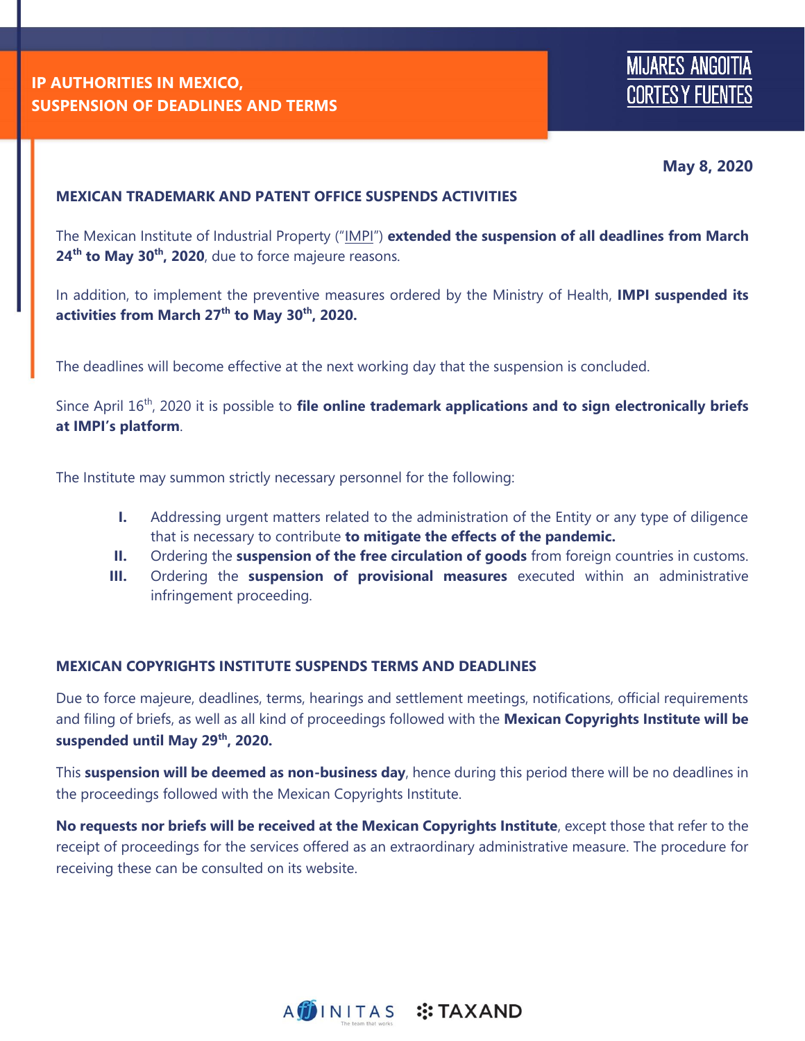# IP AUTHORITIES IN MEXICO, SUSPENSION OF DEADLINES AND TERMS

**May 8, 2020**

## MEXICAN TRADEMARK AND PATENT OFFICE SUSPENDS ACTIVITIES

The Mexican Institute of Industrial Property ("IMPI") **extended the suspension of all deadlines from March 24th to May 30th, 2020**, due to force majeure reasons.

In addition, to implement the preventive measures ordered by the Ministry of Health, **IMPI suspended its activities from March 27th to May 30th, 2020.**

The deadlines will become effective at the next working day that the suspension is concluded.

Since April 16th, 2020 it is possible to **file online trademark applications and to sign electronically briefs at IMPI's platform**.

The Institute may summon strictly necessary personnel for the following:

- **I.** Addressing urgent matters related to the administration of the Entity or any type of diligence that is necessary to contribute **to mitigate the effects of the pandemic.**
- **II.** Ordering the **suspension of the free circulation of goods** from foreign countries in customs.
- **III.** Ordering the **suspension of provisional measures** executed within an administrative infringement proceeding.

## MEXICAN COPYRIGHTS INSTITUTE SUSPENDS TERMS AND DEADLINES

Due to force majeure, deadlines, terms, hearings and settlement meetings, notifications, official requirements and filing of briefs, as well as all kind of proceedings followed with the **Mexican Copyrights Institute will be suspended until May 29th, 2020.**

This **suspension will be deemed as non-business day**, hence during this period there will be no deadlines in the proceedings followed with the Mexican Copyrights Institute.

**No requests nor briefs will be received at the Mexican Copyrights Institute**, except those that refer to the receipt of proceedings for the services offered as an extraordinary administrative measure. The procedure for receiving these can be consulted on its website.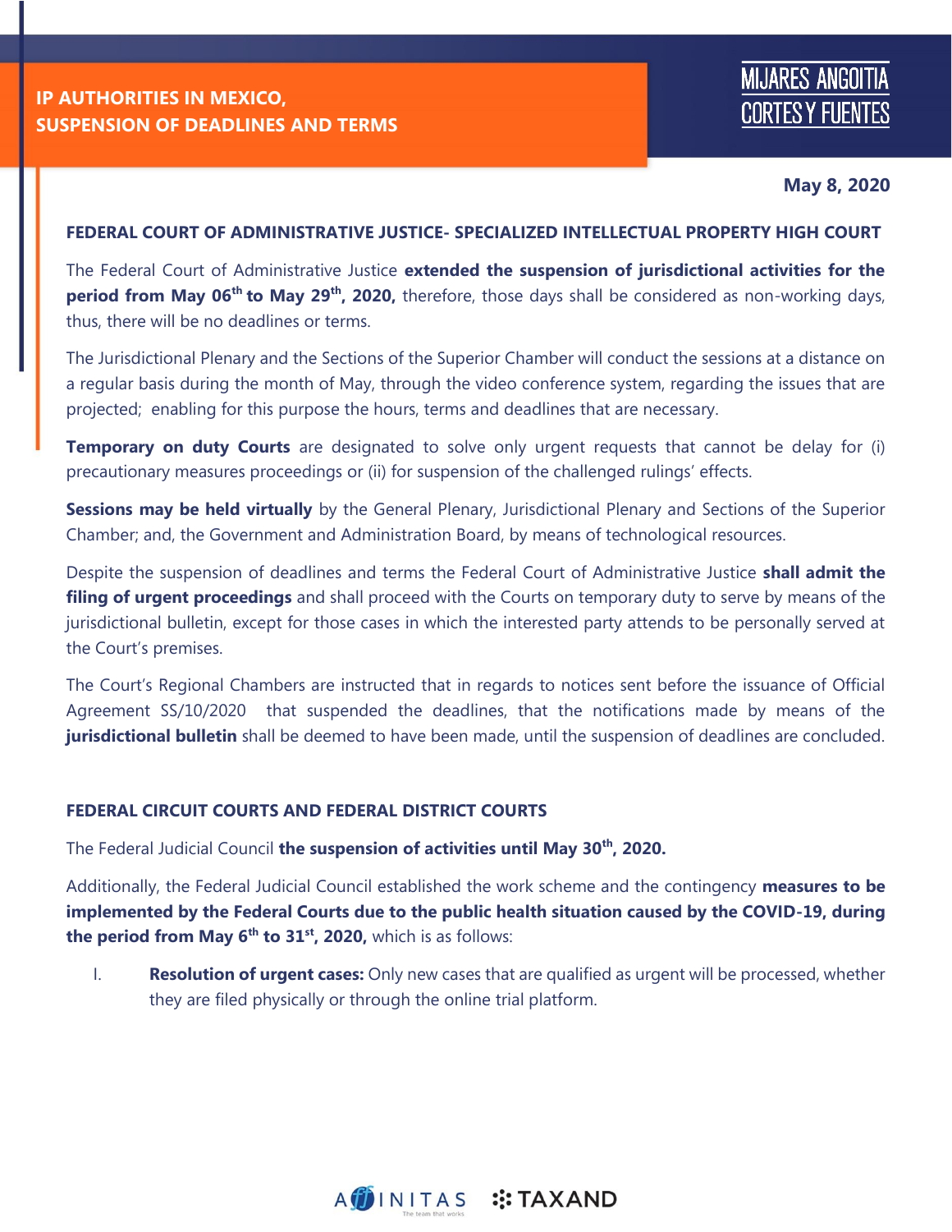# IP AUTHORITIES IN MEXICO, SUSPENSION OF DEADLINES AND TERMS

**May 8, 2020**

## FEDERAL COURT OF ADMINISTRATIVE JUSTICE- SPECIALIZED INTELLECTUAL PROPERTY HIGH COURT

The Federal Court of Administrative Justice **extended the suspension of jurisdictional activities for the period from May 06th to May 29th, 2020,** therefore, those days shall be considered as non-working days, thus, there will be no deadlines or terms.

The Jurisdictional Plenary and the Sections of the Superior Chamber will conduct the sessions at a distance on a regular basis during the month of May, through the video conference system, regarding the issues that are projected; enabling for this purpose the hours, terms and deadlines that are necessary.

**Temporary on duty Courts** are designated to solve only urgent requests that cannot be delay for (i) precautionary measures proceedings or (ii) for suspension of the challenged rulings' effects.

**Sessions may be held virtually** by the General Plenary, Jurisdictional Plenary and Sections of the Superior Chamber; and, the Government and Administration Board, by means of technological resources.

Despite the suspension of deadlines and terms the Federal Court of Administrative Justice **shall admit the filing of urgent proceedings** and shall proceed with the Courts on temporary duty to serve by means of the jurisdictional bulletin, except for those cases in which the interested party attends to be personally served at the Court's premises.

The Court's Regional Chambers are instructed that in regards to notices sent before the issuance of Official Agreement SS/10/2020 that suspended the deadlines, that the notifications made by means of the **jurisdictional bulletin** shall be deemed to have been made, until the suspension of deadlines are concluded.

## FEDERAL CIRCUIT COURTS AND FEDERAL DISTRICT COURTS

The Federal Judicial Council **the suspension of activities until May 30th, 2020.**

Additionally, the Federal Judicial Council established the work scheme and the contingency **measures to be implemented by the Federal Courts due to the public health situation caused by the COVID-19, during the period from May 6th to 31st, 2020,** which is as follows:

I. **Resolution of urgent cases:** Only new cases that are qualified as urgent will be processed, whether they are filed physically or through the online trial platform.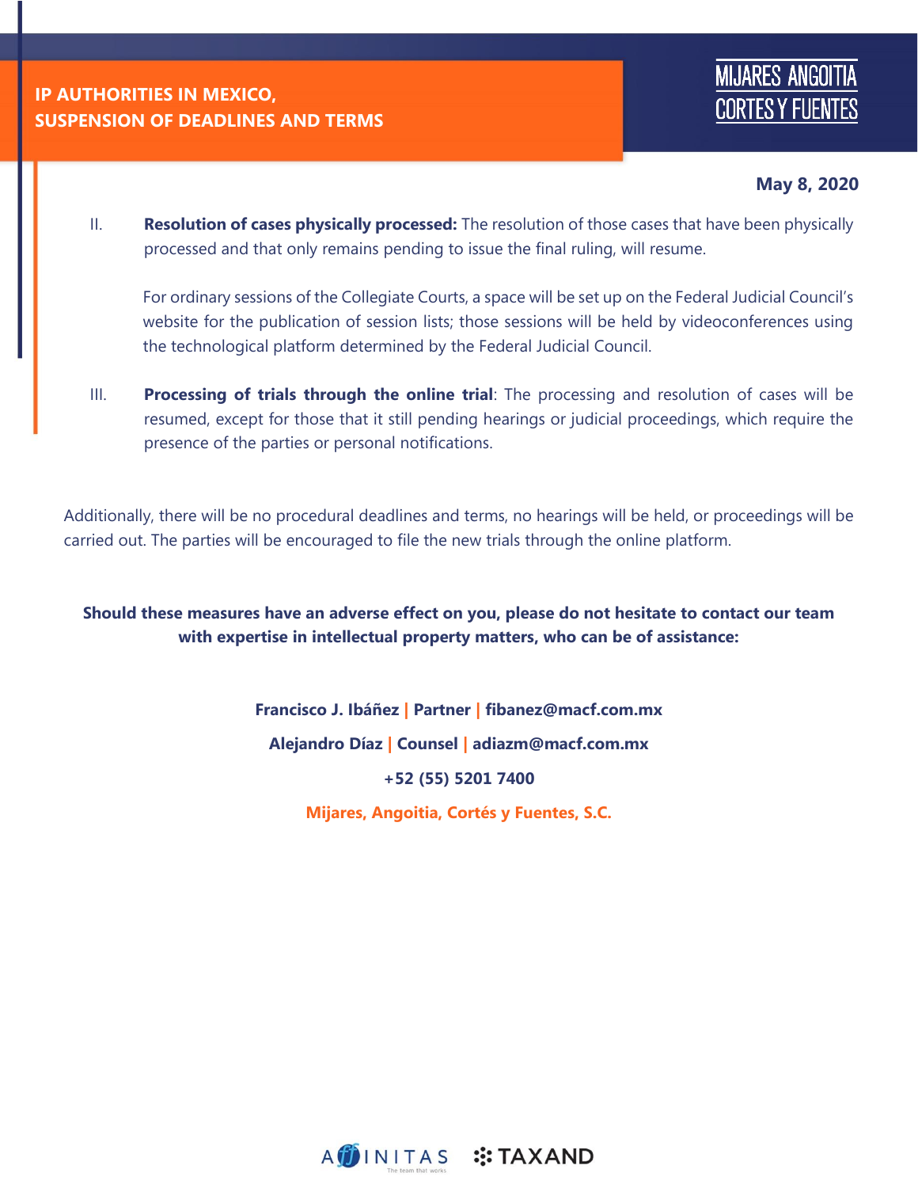**May 8, 2020**

II. **Resolution of cases physically processed:** The resolution of those cases that have been physically processed and that only remains pending to issue the final ruling, will resume.

For ordinary sessions of the Collegiate Courts, a space will be set up on the Federal Judicial Council's website for the publication of session lists; those sessions will be held by videoconferences using the technological platform determined by the Federal Judicial Council.

III. **Processing of trials through the online trial**: The processing and resolution of cases will be resumed, except for those that it still pending hearings or judicial proceedings, which require the presence of the parties or personal notifications.

Additionally, there will be no procedural deadlines and terms, no hearings will be held, or proceedings will be carried out. The parties will be encouraged to file the new trials through the online platform.

**Should these measures have an adverse effect on you, please do not hesitate to contact our team with expertise in intellectual property matters, who can be of assistance:**

**Francisco J. Ibáñez | Partner | fibanez@macf.com.mx**

**Alejandro Díaz | Counsel | adiazm@macf.com.mx**

**+52 (55) 5201 7400**

**Mijares, Angoitia, Cortés y Fuentes, S.C.**